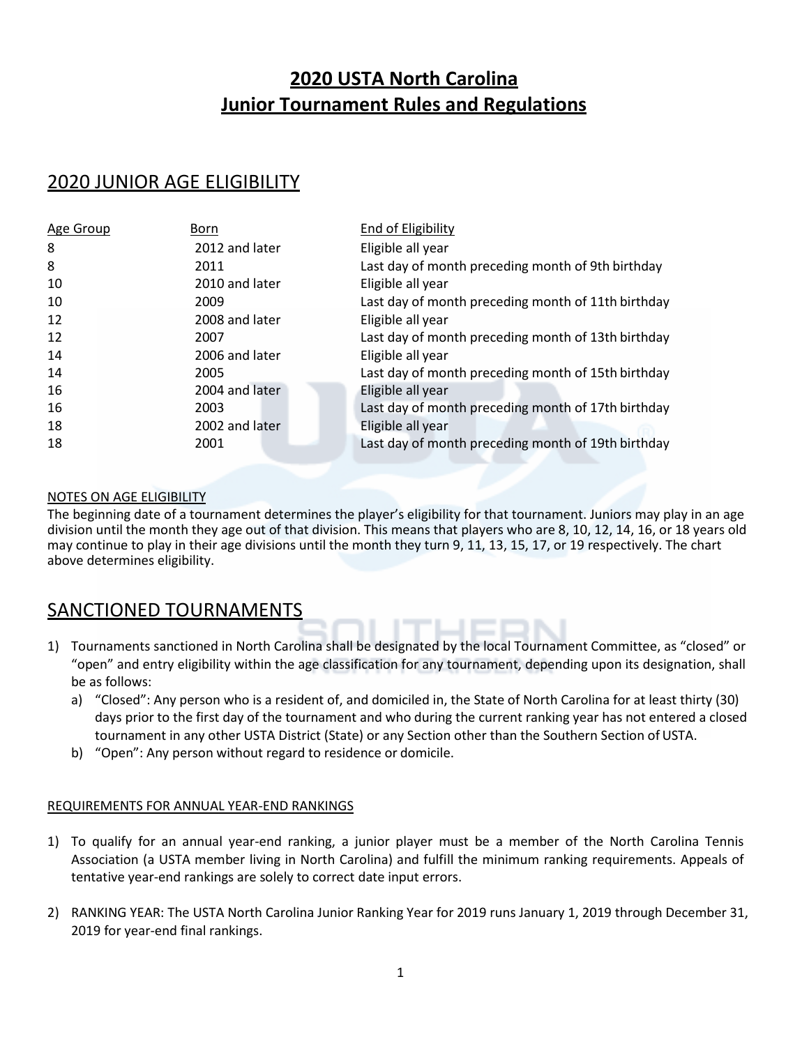# 2020 USTA North Carolina Junior Tournament Rules and Regulations

## 2020 JUNIOR AGE ELIGIBILITY

| Age Group | Born | End of Eligibility |
|---|---|---|
| 8 | 2012 and later | Eligible all year |
| 8 | 2011 | Last day of month preceding month of 9th birthday |
| 10 | 2010 and later | Eligible all year |
| 10 | 2009 | Last day of month preceding month of 11th birthday |
| 12 | 2008 and later | Eligible all year |
| 12 | 2007 | Last day of month preceding month of 13th birthday |
| 14 | 2006 and later | Eligible all year |
| 14 | 2005 | Last day of month preceding month of 15th birthday |
| 16 | 2004 and later | Eligible all year |
| 16 | 2003 | Last day of month preceding month of 17th birthday |
| 18 | 2002 and later | Eligible all year |
| 18 | 2001 | Last day of month preceding month of 19th birthday |

NOTES ON AGE ELIGIBILITY

The beginning date of a tournament determines the player's eligibility for that tournament. Juniors may play in an age division until the month they age out of that division. This means that players who are 8, 10, 12, 14, 16, or 18 years old may continue to play in their age divisions until the month they turn 9, 11, 13, 15, 17, or 19 respectively. The chart above determines eligibility.

## SANCTIONED TOURNAMENTS

1) Tournaments sanctioned in North Carolina shall be designated by the local Tournament Committee, as "closed" or "open" and entry eligibility within the age classification for any tournament, depending upon its designation, shall be as follows:
   a) "Closed": Any person who is a resident of, and domiciled in, the State of North Carolina for at least thirty (30) days prior to the first day of the tournament and who during the current ranking year has not entered a closed tournament in any other USTA District (State) or any Section other than the Southern Section of USTA.
   b) "Open": Any person without regard to residence or domicile.

REQUIREMENTS FOR ANNUAL YEAR-END RANKINGS

1) To qualify for an annual year-end ranking, a junior player must be a member of the North Carolina Tennis Association (a USTA member living in North Carolina) and fulfill the minimum ranking requirements. Appeals of tentative year-end rankings are solely to correct date input errors.

2) RANKING YEAR: The USTA North Carolina Junior Ranking Year for 2019 runs January 1, 2019 through December 31, 2019 for year-end final rankings.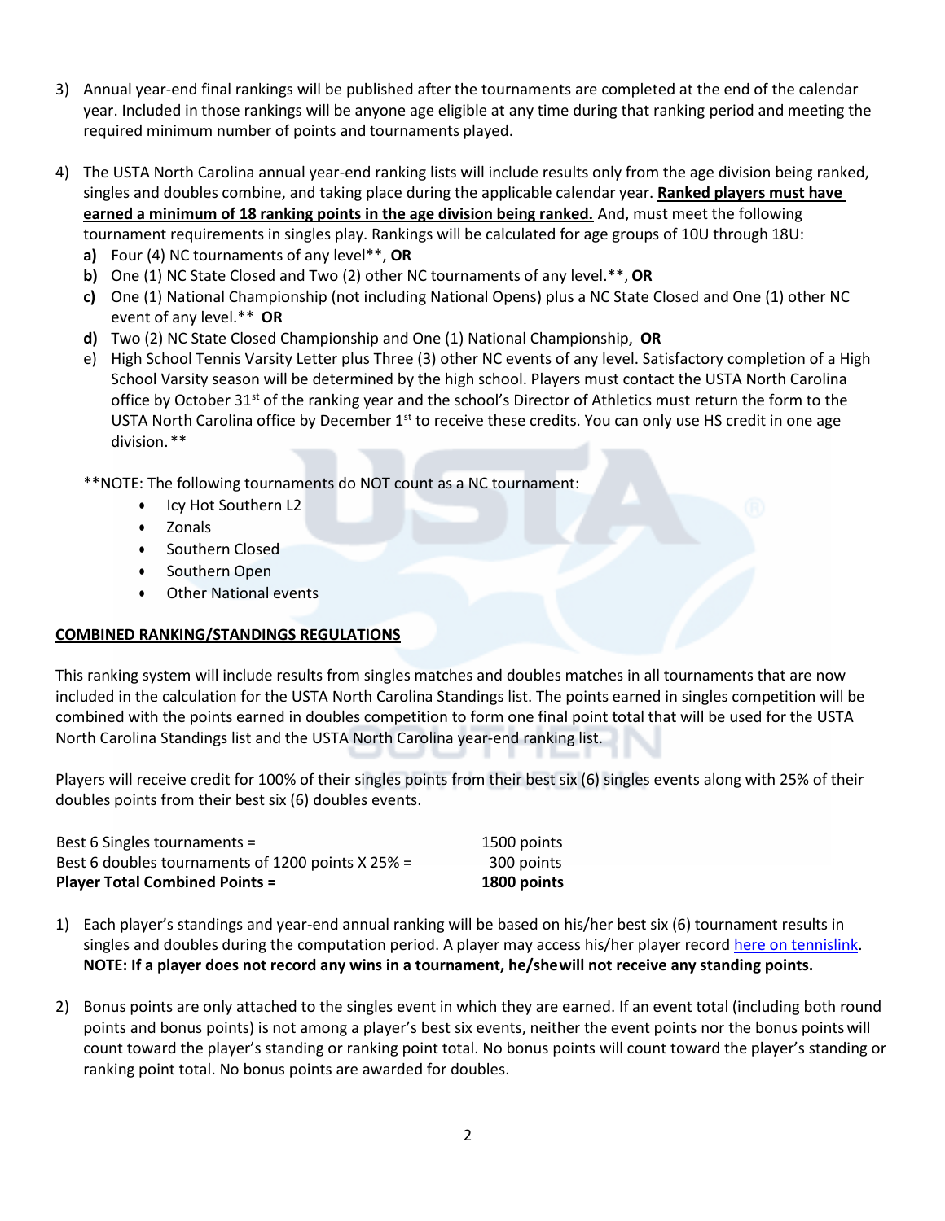3) Annual year-end final rankings will be published after the tournaments are completed at the end of the calendar year. Included in those rankings will be anyone age eligible at any time during that ranking period and meeting the required minimum number of points and tournaments played.

4) The USTA North Carolina annual year-end ranking lists will include results only from the age division being ranked, singles and doubles combine, and taking place during the applicable calendar year. **Ranked players must have earned a minimum of 18 ranking points in the age division being ranked.** And, must meet the following tournament requirements in singles play. Rankings will be calculated for age groups of 10U through 18U:
   - **a)** Four (4) NC tournaments of any level**, **OR**
   - **b)** One (1) NC State Closed and Two (2) other NC tournaments of any level.**, **OR**
   - **c)** One (1) National Championship (not including National Opens) plus a NC State Closed and One (1) other NC event of any level.** **OR**
   - **d)** Two (2) NC State Closed Championship and One (1) National Championship, **OR**
   - e) High School Tennis Varsity Letter plus Three (3) other NC events of any level. Satisfactory completion of a High School Varsity season will be determined by the high school. Players must contact the USTA North Carolina office by October 31st of the ranking year and the school's Director of Athletics must return the form to the USTA North Carolina office by December 1st to receive these credits. You can only use HS credit in one age division. **

**NOTE: The following tournaments do NOT count as a NC tournament:

- Icy Hot Southern L2
- Zonals
- Southern Closed
- Southern Open
- Other National events

**COMBINED RANKING/STANDINGS REGULATIONS**

This ranking system will include results from singles matches and doubles matches in all tournaments that are now included in the calculation for the USTA North Carolina Standings list. The points earned in singles competition will be combined with the points earned in doubles competition to form one final point total that will be used for the USTA North Carolina Standings list and the USTA North Carolina year-end ranking list.

Players will receive credit for 100% of their singles points from their best six (6) singles events along with 25% of their doubles points from their best six (6) doubles events.

| | |
|---|---|
| Best 6 Singles tournaments = | 1500 points |
| Best 6 doubles tournaments of 1200 points X 25% = | 300 points |
| **Player Total Combined Points =** | **1800 points** |

1) Each player's standings and year-end annual ranking will be based on his/her best six (6) tournament results in singles and doubles during the computation period. A player may access his/her player record here on tennislink. **NOTE: If a player does not record any wins in a tournament, he/she will not receive any standing points.**

2) Bonus points are only attached to the singles event in which they are earned. If an event total (including both round points and bonus points) is not among a player's best six events, neither the event points nor the bonus points will count toward the player's standing or ranking point total. No bonus points will count toward the player's standing or ranking point total. No bonus points are awarded for doubles.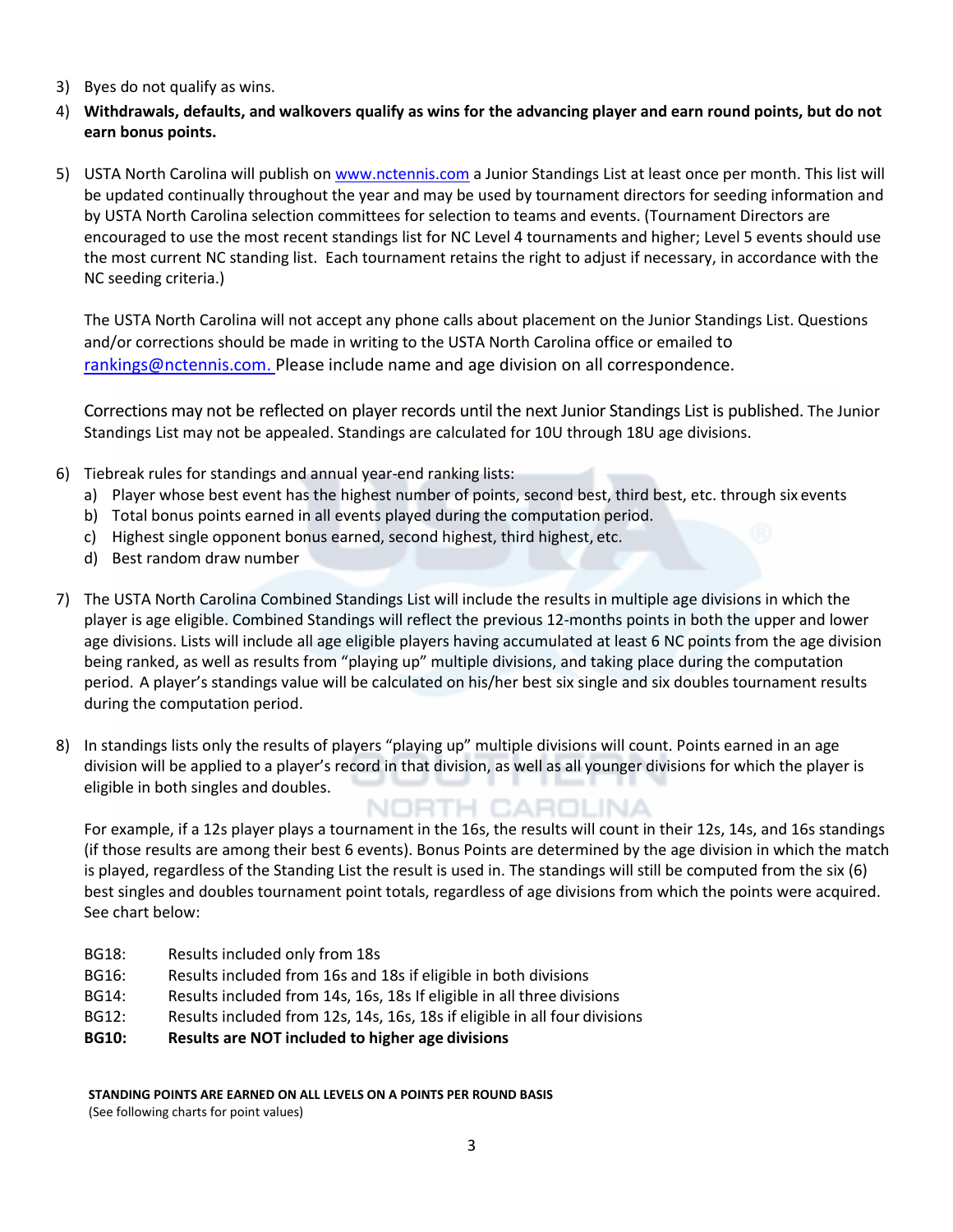3) Byes do not qualify as wins.
4) **Withdrawals, defaults, and walkovers qualify as wins for the advancing player and earn round points, but do not earn bonus points.**
5) USTA North Carolina will publish on [www.nctennis.com](www.nctennis.com) a Junior Standings List at least once per month. This list will be updated continually throughout the year and may be used by tournament directors for seeding information and by USTA North Carolina selection committees for selection to teams and events. (Tournament Directors are encouraged to use the most recent standings list for NC Level 4 tournaments and higher; Level 5 events should use the most current NC standing list. Each tournament retains the right to adjust if necessary, in accordance with the NC seeding criteria.)

   The USTA North Carolina will not accept any phone calls about placement on the Junior Standings List. Questions and/or corrections should be made in writing to the USTA North Carolina office or emailed to [rankings@nctennis.com.](mailto:rankings@nctennis.com) Please include name and age division on all correspondence.

   Corrections may not be reflected on player records until the next Junior Standings List is published. The Junior Standings List may not be appealed. Standings are calculated for 10U through 18U age divisions.

6) Tiebreak rules for standings and annual year-end ranking lists:
   a) Player whose best event has the highest number of points, second best, third best, etc. through six events
   b) Total bonus points earned in all events played during the computation period.
   c) Highest single opponent bonus earned, second highest, third highest, etc.
   d) Best random draw number

7) The USTA North Carolina Combined Standings List will include the results in multiple age divisions in which the player is age eligible. Combined Standings will reflect the previous 12-months points in both the upper and lower age divisions. Lists will include all age eligible players having accumulated at least 6 NC points from the age division being ranked, as well as results from "playing up" multiple divisions, and taking place during the computation period. A player's standings value will be calculated on his/her best six single and six doubles tournament results during the computation period.

8) In standings lists only the results of players "playing up" multiple divisions will count. Points earned in an age division will be applied to a player's record in that division, as well as all younger divisions for which the player is eligible in both singles and doubles.

   For example, if a 12s player plays a tournament in the 16s, the results will count in their 12s, 14s, and 16s standings (if those results are among their best 6 events). Bonus Points are determined by the age division in which the match is played, regardless of the Standing List the result is used in. The standings will still be computed from the six (6) best singles and doubles tournament point totals, regardless of age divisions from which the points were acquired. See chart below:

| | |
|---|---|
| BG18: | Results included only from 18s |
| BG16: | Results included from 16s and 18s if eligible in both divisions |
| BG14: | Results included from 14s, 16s, 18s If eligible in all three divisions |
| BG12: | Results included from 12s, 14s, 16s, 18s if eligible in all four divisions |
| **BG10:** | **Results are NOT included to higher age divisions** |

**STANDING POINTS ARE EARNED ON ALL LEVELS ON A POINTS PER ROUND BASIS**
(See following charts for point values)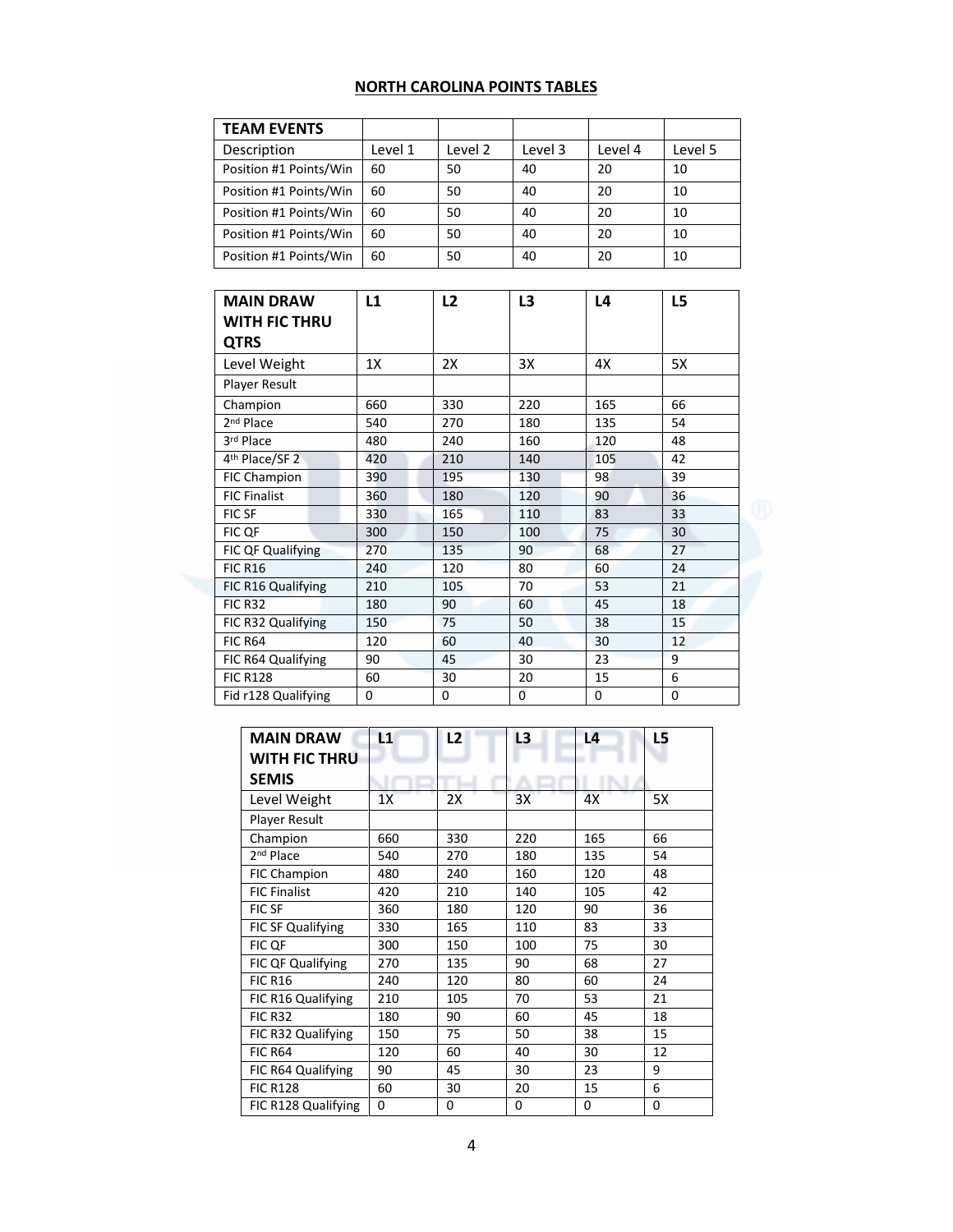## NORTH CAROLINA POINTS TABLES

| TEAM EVENTS | | | | | |
|---|---|---|---|---|---|
| Description | Level 1 | Level 2 | Level 3 | Level 4 | Level 5 |
| Position #1 Points/Win | 60 | 50 | 40 | 20 | 10 |
| Position #1 Points/Win | 60 | 50 | 40 | 20 | 10 |
| Position #1 Points/Win | 60 | 50 | 40 | 20 | 10 |
| Position #1 Points/Win | 60 | 50 | 40 | 20 | 10 |
| Position #1 Points/Win | 60 | 50 | 40 | 20 | 10 |

| MAIN DRAW WITH FIC THRU QTRS | L1 | L2 | L3 | L4 | L5 |
|---|---|---|---|---|---|
| Level Weight | 1X | 2X | 3X | 4X | 5X |
| Player Result | | | | | |
| Champion | 660 | 330 | 220 | 165 | 66 |
| 2nd Place | 540 | 270 | 180 | 135 | 54 |
| 3rd Place | 480 | 240 | 160 | 120 | 48 |
| 4th Place/SF 2 | 420 | 210 | 140 | 105 | 42 |
| FIC Champion | 390 | 195 | 130 | 98 | 39 |
| FIC Finalist | 360 | 180 | 120 | 90 | 36 |
| FIC SF | 330 | 165 | 110 | 83 | 33 |
| FIC QF | 300 | 150 | 100 | 75 | 30 |
| FIC QF Qualifying | 270 | 135 | 90 | 68 | 27 |
| FIC R16 | 240 | 120 | 80 | 60 | 24 |
| FIC R16 Qualifying | 210 | 105 | 70 | 53 | 21 |
| FIC R32 | 180 | 90 | 60 | 45 | 18 |
| FIC R32 Qualifying | 150 | 75 | 50 | 38 | 15 |
| FIC R64 | 120 | 60 | 40 | 30 | 12 |
| FIC R64 Qualifying | 90 | 45 | 30 | 23 | 9 |
| FIC R128 | 60 | 30 | 20 | 15 | 6 |
| Fid r128 Qualifying | 0 | 0 | 0 | 0 | 0 |

| MAIN DRAW WITH FIC THRU SEMIS | L1 | L2 | L3 | L4 | L5 |
|---|---|---|---|---|---|
| Level Weight | 1X | 2X | 3X | 4X | 5X |
| Player Result | | | | | |
| Champion | 660 | 330 | 220 | 165 | 66 |
| 2nd Place | 540 | 270 | 180 | 135 | 54 |
| FIC Champion | 480 | 240 | 160 | 120 | 48 |
| FIC Finalist | 420 | 210 | 140 | 105 | 42 |
| FIC SF | 360 | 180 | 120 | 90 | 36 |
| FIC SF Qualifying | 330 | 165 | 110 | 83 | 33 |
| FIC QF | 300 | 150 | 100 | 75 | 30 |
| FIC QF Qualifying | 270 | 135 | 90 | 68 | 27 |
| FIC R16 | 240 | 120 | 80 | 60 | 24 |
| FIC R16 Qualifying | 210 | 105 | 70 | 53 | 21 |
| FIC R32 | 180 | 90 | 60 | 45 | 18 |
| FIC R32 Qualifying | 150 | 75 | 50 | 38 | 15 |
| FIC R64 | 120 | 60 | 40 | 30 | 12 |
| FIC R64 Qualifying | 90 | 45 | 30 | 23 | 9 |
| FIC R128 | 60 | 30 | 20 | 15 | 6 |
| FIC R128 Qualifying | 0 | 0 | 0 | 0 | 0 |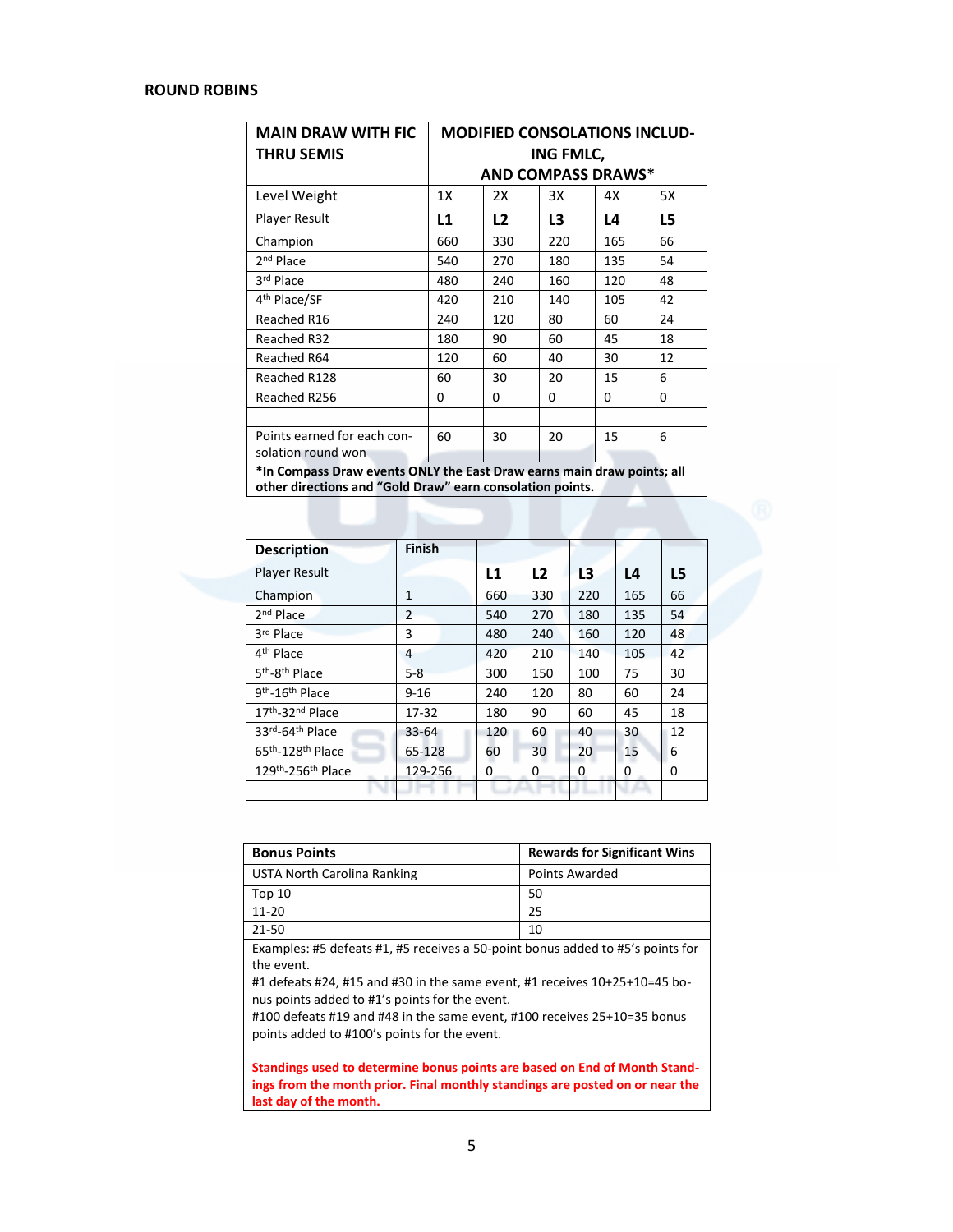## ROUND ROBINS

| MAIN DRAW WITH FIC THRU SEMIS | MODIFIED CONSOLATIONS INCLUDING FMLC, AND COMPASS DRAWS* | | | | |
|---|---|---|---|---|---|
| Level Weight | 1X | 2X | 3X | 4X | 5X |
| Player Result | **L1** | **L2** | **L3** | **L4** | **L5** |
| Champion | 660 | 330 | 220 | 165 | 66 |
| 2nd Place | 540 | 270 | 180 | 135 | 54 |
| 3rd Place | 480 | 240 | 160 | 120 | 48 |
| 4th Place/SF | 420 | 210 | 140 | 105 | 42 |
| Reached R16 | 240 | 120 | 80 | 60 | 24 |
| Reached R32 | 180 | 90 | 60 | 45 | 18 |
| Reached R64 | 120 | 60 | 40 | 30 | 12 |
| Reached R128 | 60 | 30 | 20 | 15 | 6 |
| Reached R256 | 0 | 0 | 0 | 0 | 0 |
| | | | | | |
| Points earned for each consolation round won | 60 | 30 | 20 | 15 | 6 |
| ***In Compass Draw events ONLY the East Draw earns main draw points; all other directions and "Gold Draw" earn consolation points.** | | | | | |

| Description | Finish | | | | | |
|---|---|---|---|---|---|---|
| Player Result | | **L1** | **L2** | **L3** | **L4** | **L5** |
| Champion | 1 | 660 | 330 | 220 | 165 | 66 |
| 2nd Place | 2 | 540 | 270 | 180 | 135 | 54 |
| 3rd Place | 3 | 480 | 240 | 160 | 120 | 48 |
| 4th Place | 4 | 420 | 210 | 140 | 105 | 42 |
| 5th-8th Place | 5-8 | 300 | 150 | 100 | 75 | 30 |
| 9th-16th Place | 9-16 | 240 | 120 | 80 | 60 | 24 |
| 17th-32nd Place | 17-32 | 180 | 90 | 60 | 45 | 18 |
| 33rd-64th Place | 33-64 | 120 | 60 | 40 | 30 | 12 |
| 65th-128th Place | 65-128 | 60 | 30 | 20 | 15 | 6 |
| 129th-256th Place | 129-256 | 0 | 0 | 0 | 0 | 0 |
| | | | | | | |

| Bonus Points | Rewards for Significant Wins |
|---|---|
| USTA North Carolina Ranking | Points Awarded |
| Top 10 | 50 |
| 11-20 | 25 |
| 21-50 | 10 |

Examples: #5 defeats #1, #5 receives a 50-point bonus added to #5's points for the event.
#1 defeats #24, #15 and #30 in the same event, #1 receives 10+25+10=45 bonus points added to #1's points for the event.
#100 defeats #19 and #48 in the same event, #100 receives 25+10=35 bonus points added to #100's points for the event.

**Standings used to determine bonus points are based on End of Month Standings from the month prior. Final monthly standings are posted on or near the last day of the month.**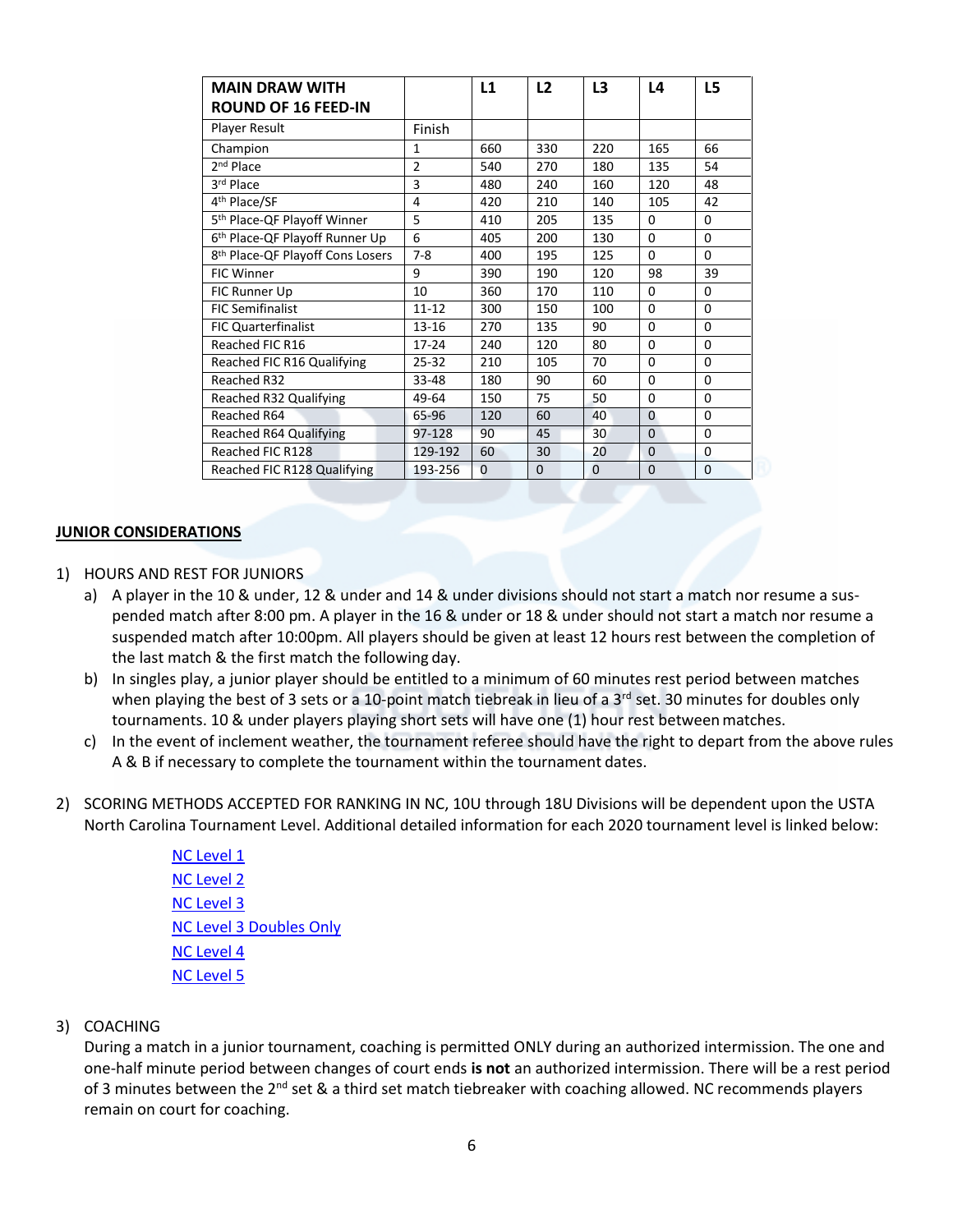| MAIN DRAW WITH ROUND OF 16 FEED-IN | | L1 | L2 | L3 | L4 | L5 |
|---|---|---|---|---|---|---|
| Player Result | Finish | | | | | |
| Champion | 1 | 660 | 330 | 220 | 165 | 66 |
| 2nd Place | 2 | 540 | 270 | 180 | 135 | 54 |
| 3rd Place | 3 | 480 | 240 | 160 | 120 | 48 |
| 4th Place/SF | 4 | 420 | 210 | 140 | 105 | 42 |
| 5th Place-QF Playoff Winner | 5 | 410 | 205 | 135 | 0 | 0 |
| 6th Place-QF Playoff Runner Up | 6 | 405 | 200 | 130 | 0 | 0 |
| 8th Place-QF Playoff Cons Losers | 7-8 | 400 | 195 | 125 | 0 | 0 |
| FIC Winner | 9 | 390 | 190 | 120 | 98 | 39 |
| FIC Runner Up | 10 | 360 | 170 | 110 | 0 | 0 |
| FIC Semifinalist | 11-12 | 300 | 150 | 100 | 0 | 0 |
| FIC Quarterfinalist | 13-16 | 270 | 135 | 90 | 0 | 0 |
| Reached FIC R16 | 17-24 | 240 | 120 | 80 | 0 | 0 |
| Reached FIC R16 Qualifying | 25-32 | 210 | 105 | 70 | 0 | 0 |
| Reached R32 | 33-48 | 180 | 90 | 60 | 0 | 0 |
| Reached R32 Qualifying | 49-64 | 150 | 75 | 50 | 0 | 0 |
| Reached R64 | 65-96 | 120 | 60 | 40 | 0 | 0 |
| Reached R64 Qualifying | 97-128 | 90 | 45 | 30 | 0 | 0 |
| Reached FIC R128 | 129-192 | 60 | 30 | 20 | 0 | 0 |
| Reached FIC R128 Qualifying | 193-256 | 0 | 0 | 0 | 0 | 0 |

## JUNIOR CONSIDERATIONS

1) HOURS AND REST FOR JUNIORS
   a) A player in the 10 & under, 12 & under and 14 & under divisions should not start a match nor resume a suspended match after 8:00 pm. A player in the 16 & under or 18 & under should not start a match nor resume a suspended match after 10:00pm. All players should be given at least 12 hours rest between the completion of the last match & the first match the following day.
   b) In singles play, a junior player should be entitled to a minimum of 60 minutes rest period between matches when playing the best of 3 sets or a 10-point match tiebreak in lieu of a 3rd set. 30 minutes for doubles only tournaments. 10 & under players playing short sets will have one (1) hour rest between matches.
   c) In the event of inclement weather, the tournament referee should have the right to depart from the above rules A & B if necessary to complete the tournament within the tournament dates.

2) SCORING METHODS ACCEPTED FOR RANKING IN NC, 10U through 18U Divisions will be dependent upon the USTA North Carolina Tournament Level. Additional detailed information for each 2020 tournament level is linked below:

   NC Level 1
   NC Level 2
   NC Level 3
   NC Level 3 Doubles Only
   NC Level 4
   NC Level 5

3) COACHING
   During a match in a junior tournament, coaching is permitted ONLY during an authorized intermission. The one and one-half minute period between changes of court ends **is not** an authorized intermission. There will be a rest period of 3 minutes between the 2nd set & a third set match tiebreaker with coaching allowed. NC recommends players remain on court for coaching.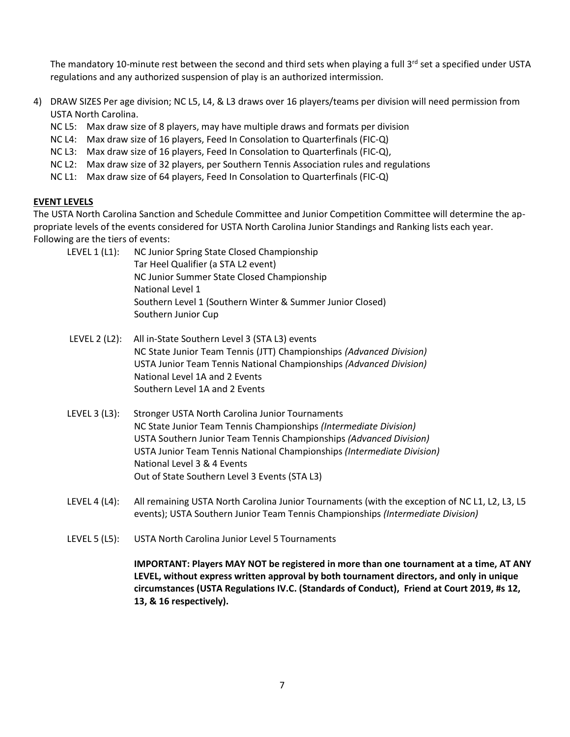The mandatory 10-minute rest between the second and third sets when playing a full 3rd set a specified under USTA regulations and any authorized suspension of play is an authorized intermission.

4) DRAW SIZES Per age division; NC L5, L4, & L3 draws over 16 players/teams per division will need permission from USTA North Carolina.
   - NC L5: Max draw size of 8 players, may have multiple draws and formats per division
   - NC L4: Max draw size of 16 players, Feed In Consolation to Quarterfinals (FIC-Q)
   - NC L3: Max draw size of 16 players, Feed In Consolation to Quarterfinals (FIC-Q),
   - NC L2: Max draw size of 32 players, per Southern Tennis Association rules and regulations
   - NC L1: Max draw size of 64 players, Feed In Consolation to Quarterfinals (FIC-Q)

**EVENT LEVELS**

The USTA North Carolina Sanction and Schedule Committee and Junior Competition Committee will determine the appropriate levels of the events considered for USTA North Carolina Junior Standings and Ranking lists each year. Following are the tiers of events:

LEVEL 1 (L1):
- NC Junior Spring State Closed Championship
- Tar Heel Qualifier (a STA L2 event)
- NC Junior Summer State Closed Championship
- National Level 1
- Southern Level 1 (Southern Winter & Summer Junior Closed)
- Southern Junior Cup

LEVEL 2 (L2):
- All in-State Southern Level 3 (STA L3) events
- NC State Junior Team Tennis (JTT) Championships *(Advanced Division)*
- USTA Junior Team Tennis National Championships *(Advanced Division)*
- National Level 1A and 2 Events
- Southern Level 1A and 2 Events

LEVEL 3 (L3):
- Stronger USTA North Carolina Junior Tournaments
- NC State Junior Team Tennis Championships *(Intermediate Division)*
- USTA Southern Junior Team Tennis Championships *(Advanced Division)*
- USTA Junior Team Tennis National Championships *(Intermediate Division)*
- National Level 3 & 4 Events
- Out of State Southern Level 3 Events (STA L3)

LEVEL 4 (L4): All remaining USTA North Carolina Junior Tournaments (with the exception of NC L1, L2, L3, L5 events); USTA Southern Junior Team Tennis Championships *(Intermediate Division)*

LEVEL 5 (L5): USTA North Carolina Junior Level 5 Tournaments

**IMPORTANT: Players MAY NOT be registered in more than one tournament at a time, AT ANY LEVEL, without express written approval by both tournament directors, and only in unique circumstances (USTA Regulations IV.C. (Standards of Conduct), Friend at Court 2019, #s 12, 13, & 16 respectively).**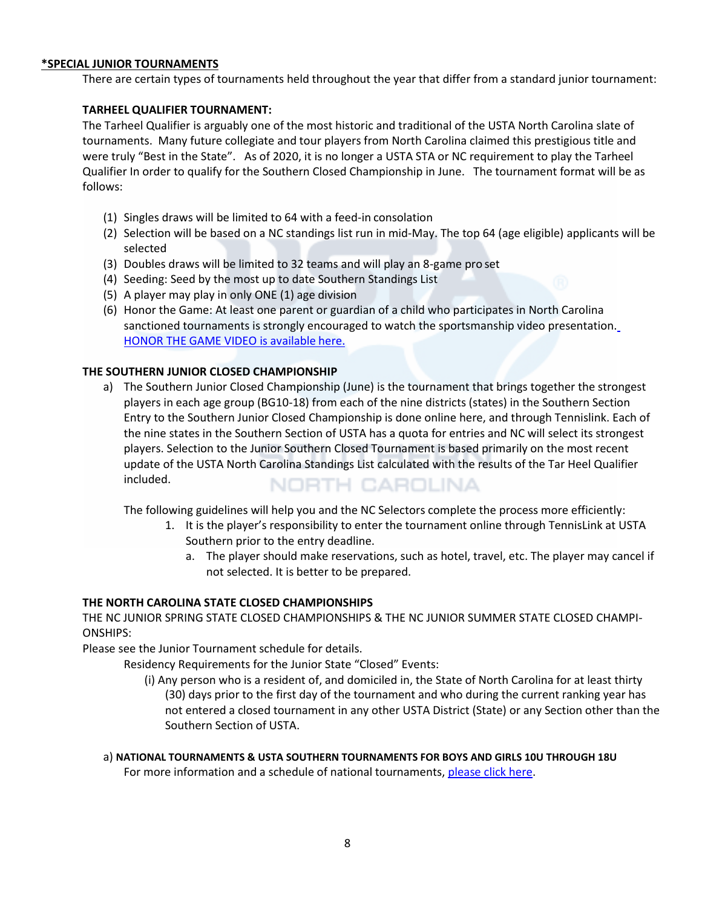**\*SPECIAL JUNIOR TOURNAMENTS**

There are certain types of tournaments held throughout the year that differ from a standard junior tournament:

**TARHEEL QUALIFIER TOURNAMENT:**

The Tarheel Qualifier is arguably one of the most historic and traditional of the USTA North Carolina slate of tournaments. Many future collegiate and tour players from North Carolina claimed this prestigious title and were truly "Best in the State". As of 2020, it is no longer a USTA STA or NC requirement to play the Tarheel Qualifier In order to qualify for the Southern Closed Championship in June. The tournament format will be as follows:

(1) Singles draws will be limited to 64 with a feed-in consolation
(2) Selection will be based on a NC standings list run in mid-May. The top 64 (age eligible) applicants will be selected
(3) Doubles draws will be limited to 32 teams and will play an 8-game pro set
(4) Seeding: Seed by the most up to date Southern Standings List
(5) A player may play in only ONE (1) age division
(6) Honor the Game: At least one parent or guardian of a child who participates in North Carolina sanctioned tournaments is strongly encouraged to watch the sportsmanship video presentation. HONOR THE GAME VIDEO is available here.

**THE SOUTHERN JUNIOR CLOSED CHAMPIONSHIP**

a) The Southern Junior Closed Championship (June) is the tournament that brings together the strongest players in each age group (BG10-18) from each of the nine districts (states) in the Southern Section Entry to the Southern Junior Closed Championship is done online here, and through Tennislink. Each of the nine states in the Southern Section of USTA has a quota for entries and NC will select its strongest players. Selection to the Junior Southern Closed Tournament is based primarily on the most recent update of the USTA North Carolina Standings List calculated with the results of the Tar Heel Qualifier included.

The following guidelines will help you and the NC Selectors complete the process more efficiently:

1. It is the player's responsibility to enter the tournament online through TennisLink at USTA Southern prior to the entry deadline.
   a. The player should make reservations, such as hotel, travel, etc. The player may cancel if not selected. It is better to be prepared.

**THE NORTH CAROLINA STATE CLOSED CHAMPIONSHIPS**

THE NC JUNIOR SPRING STATE CLOSED CHAMPIONSHIPS & THE NC JUNIOR SUMMER STATE CLOSED CHAMPI-ONSHIPS:

Please see the Junior Tournament schedule for details.

Residency Requirements for the Junior State "Closed" Events:

(i) Any person who is a resident of, and domiciled in, the State of North Carolina for at least thirty (30) days prior to the first day of the tournament and who during the current ranking year has not entered a closed tournament in any other USTA District (State) or any Section other than the Southern Section of USTA.

a) **NATIONAL TOURNAMENTS & USTA SOUTHERN TOURNAMENTS FOR BOYS AND GIRLS 10U THROUGH 18U**

For more information and a schedule of national tournaments, please click here.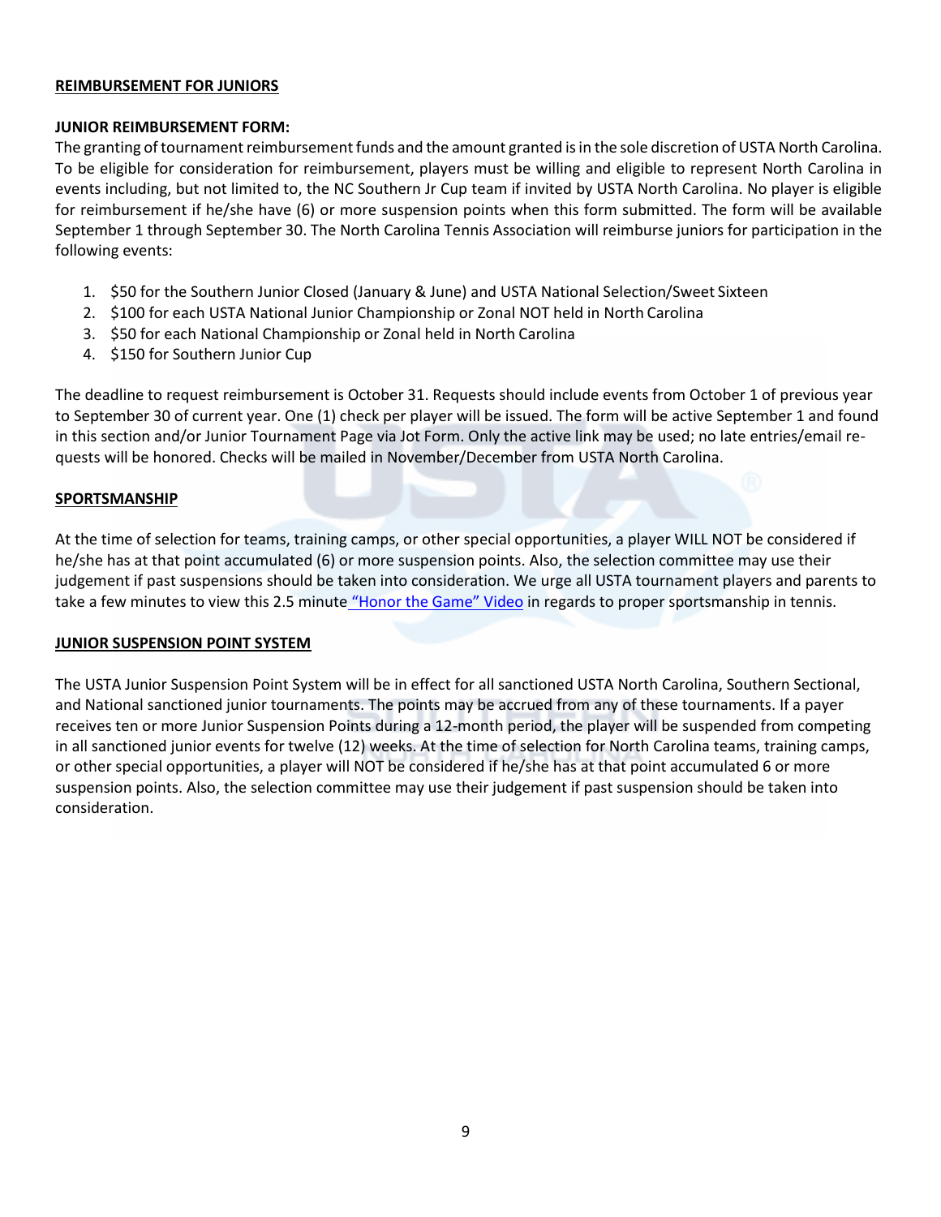## REIMBURSEMENT FOR JUNIORS

**JUNIOR REIMBURSEMENT FORM:**

The granting of tournament reimbursement funds and the amount granted is in the sole discretion of USTA North Carolina. To be eligible for consideration for reimbursement, players must be willing and eligible to represent North Carolina in events including, but not limited to, the NC Southern Jr Cup team if invited by USTA North Carolina. No player is eligible for reimbursement if he/she have (6) or more suspension points when this form submitted. The form will be available September 1 through September 30. The North Carolina Tennis Association will reimburse juniors for participation in the following events:

1. $50 for the Southern Junior Closed (January & June) and USTA National Selection/Sweet Sixteen
2. $100 for each USTA National Junior Championship or Zonal NOT held in North Carolina
3. $50 for each National Championship or Zonal held in North Carolina
4. $150 for Southern Junior Cup

The deadline to request reimbursement is October 31. Requests should include events from October 1 of previous year to September 30 of current year. One (1) check per player will be issued. The form will be active September 1 and found in this section and/or Junior Tournament Page via Jot Form. Only the active link may be used; no late entries/email requests will be honored. Checks will be mailed in November/December from USTA North Carolina.

## SPORTSMANSHIP

At the time of selection for teams, training camps, or other special opportunities, a player WILL NOT be considered if he/she has at that point accumulated (6) or more suspension points. Also, the selection committee may use their judgement if past suspensions should be taken into consideration. We urge all USTA tournament players and parents to take a few minutes to view this 2.5 minute "Honor the Game" Video in regards to proper sportsmanship in tennis.

## JUNIOR SUSPENSION POINT SYSTEM

The USTA Junior Suspension Point System will be in effect for all sanctioned USTA North Carolina, Southern Sectional, and National sanctioned junior tournaments. The points may be accrued from any of these tournaments. If a payer receives ten or more Junior Suspension Points during a 12-month period, the player will be suspended from competing in all sanctioned junior events for twelve (12) weeks. At the time of selection for North Carolina teams, training camps, or other special opportunities, a player will NOT be considered if he/she has at that point accumulated 6 or more suspension points. Also, the selection committee may use their judgement if past suspension should be taken into consideration.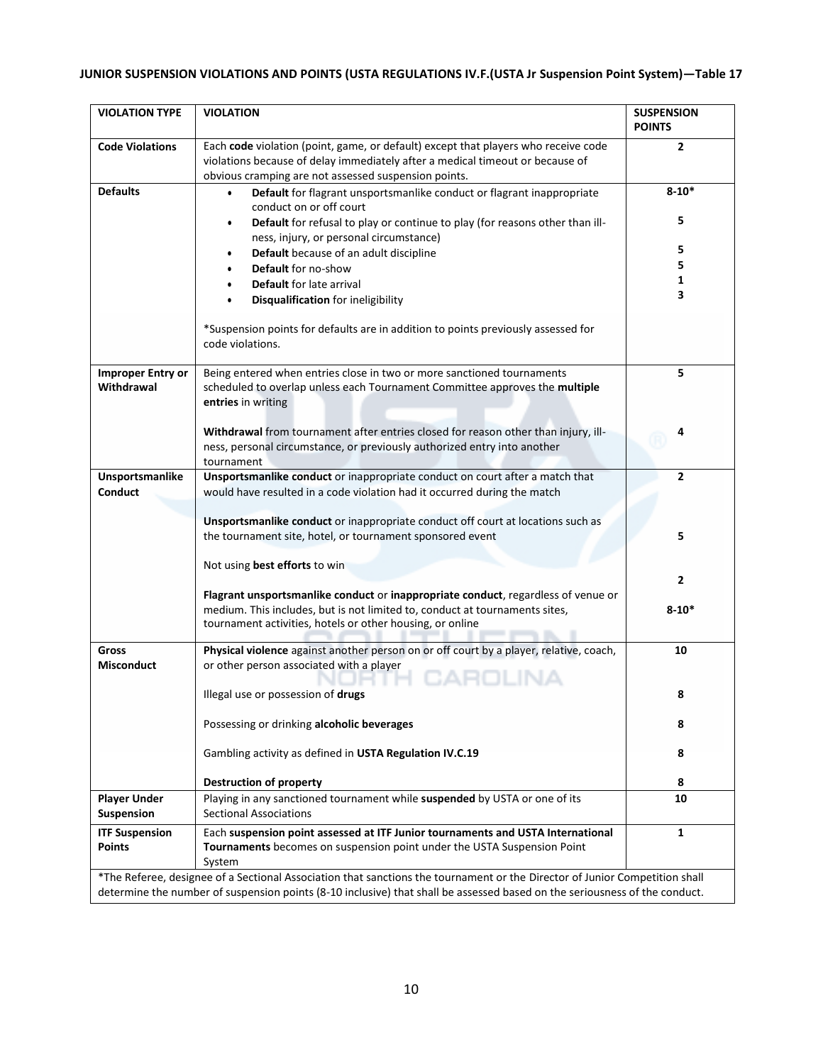**JUNIOR SUSPENSION VIOLATIONS AND POINTS (USTA REGULATIONS IV.F.(USTA Jr Suspension Point System)—Table 17**

| VIOLATION TYPE | VIOLATION | SUSPENSION POINTS |
|---|---|---|
| **Code Violations** | Each **code** violation (point, game, or default) except that players who receive code violations because of delay immediately after a medical timeout or because of obvious cramping are not assessed suspension points. | 2 |
| **Defaults** | • **Default** for flagrant unsportsmanlike conduct or flagrant inappropriate conduct on or off court | 8-10* |
| | • **Default** for refusal to play or continue to play (for reasons other than illness, injury, or personal circumstance) | 5 |
| | • **Default** because of an adult discipline | 5 |
| | • **Default** for no-show | 5 |
| | • **Default** for late arrival | 1 |
| | • **Disqualification** for ineligibility | 3 |
| | *Suspension points for defaults are in addition to points previously assessed for code violations. | |
| **Improper Entry or Withdrawal** | Being entered when entries close in two or more sanctioned tournaments scheduled to overlap unless each Tournament Committee approves the **multiple entries** in writing | 5 |
| | **Withdrawal** from tournament after entries closed for reason other than injury, illness, personal circumstance, or previously authorized entry into another tournament | 4 |
| **Unsportsmanlike Conduct** | **Unsportsmanlike conduct** or inappropriate conduct on court after a match that would have resulted in a code violation had it occurred during the match | 2 |
| | **Unsportsmanlike conduct** or inappropriate conduct off court at locations such as the tournament site, hotel, or tournament sponsored event | 5 |
| | Not using **best efforts** to win | 2 |
| | **Flagrant unsportsmanlike conduct** or **inappropriate conduct**, regardless of venue or medium. This includes, but is not limited to, conduct at tournaments sites, tournament activities, hotels or other housing, or online | 8-10* |
| **Gross Misconduct** | **Physical violence** against another person on or off court by a player, relative, coach, or other person associated with a player | 10 |
| | Illegal use or possession of **drugs** | 8 |
| | Possessing or drinking **alcoholic beverages** | 8 |
| | Gambling activity as defined in **USTA Regulation IV.C.19** | 8 |
| | **Destruction of property** | 8 |
| **Player Under Suspension** | Playing in any sanctioned tournament while **suspended** by USTA or one of its Sectional Associations | 10 |
| **ITF Suspension Points** | Each **suspension point assessed at ITF Junior tournaments and USTA International Tournaments** becomes on suspension point under the USTA Suspension Point System | 1 |

*The Referee, designee of a Sectional Association that sanctions the tournament or the Director of Junior Competition shall determine the number of suspension points (8-10 inclusive) that shall be assessed based on the seriousness of the conduct.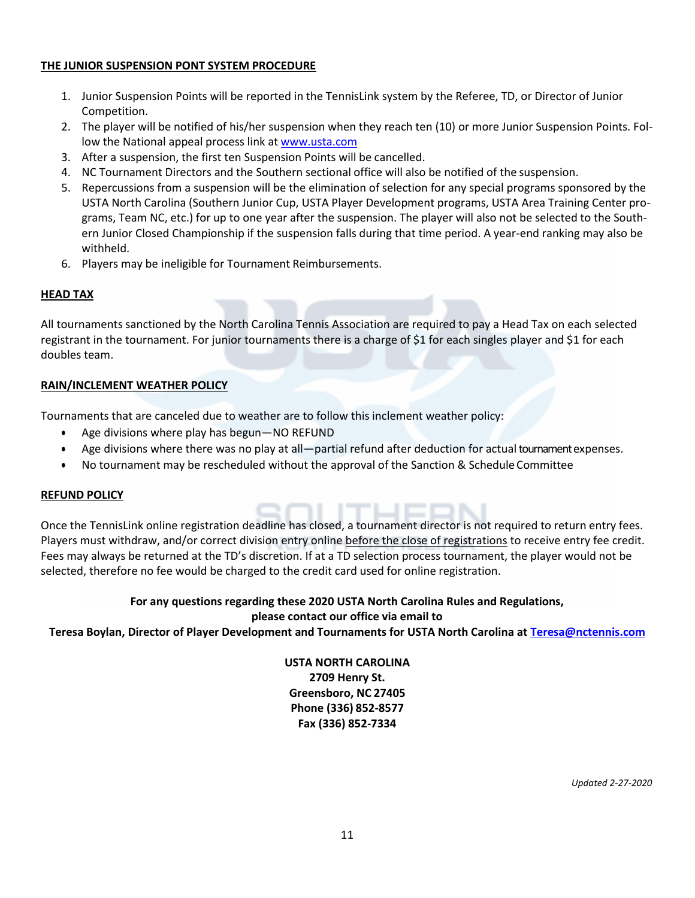## THE JUNIOR SUSPENSION PONT SYSTEM PROCEDURE

1. Junior Suspension Points will be reported in the TennisLink system by the Referee, TD, or Director of Junior Competition.
2. The player will be notified of his/her suspension when they reach ten (10) or more Junior Suspension Points. Follow the National appeal process link at www.usta.com
3. After a suspension, the first ten Suspension Points will be cancelled.
4. NC Tournament Directors and the Southern sectional office will also be notified of the suspension.
5. Repercussions from a suspension will be the elimination of selection for any special programs sponsored by the USTA North Carolina (Southern Junior Cup, USTA Player Development programs, USTA Area Training Center programs, Team NC, etc.) for up to one year after the suspension. The player will also not be selected to the Southern Junior Closed Championship if the suspension falls during that time period. A year-end ranking may also be withheld.
6. Players may be ineligible for Tournament Reimbursements.

## HEAD TAX

All tournaments sanctioned by the North Carolina Tennis Association are required to pay a Head Tax on each selected registrant in the tournament. For junior tournaments there is a charge of $1 for each singles player and $1 for each doubles team.

## RAIN/INCLEMENT WEATHER POLICY

Tournaments that are canceled due to weather are to follow this inclement weather policy:

- Age divisions where play has begun—NO REFUND
- Age divisions where there was no play at all—partial refund after deduction for actual tournament expenses.
- No tournament may be rescheduled without the approval of the Sanction & Schedule Committee

## REFUND POLICY

Once the TennisLink online registration deadline has closed, a tournament director is not required to return entry fees. Players must withdraw, and/or correct division entry online before the close of registrations to receive entry fee credit. Fees may always be returned at the TD's discretion. If at a TD selection process tournament, the player would not be selected, therefore no fee would be charged to the credit card used for online registration.

**For any questions regarding these 2020 USTA North Carolina Rules and Regulations, please contact our office via email to Teresa Boylan, Director of Player Development and Tournaments for USTA North Carolina at Teresa@nctennis.com**

**USTA NORTH CAROLINA**
**2709 Henry St.**
**Greensboro, NC 27405**
**Phone (336) 852-8577**
**Fax (336) 852-7334**

*Updated 2-27-2020*